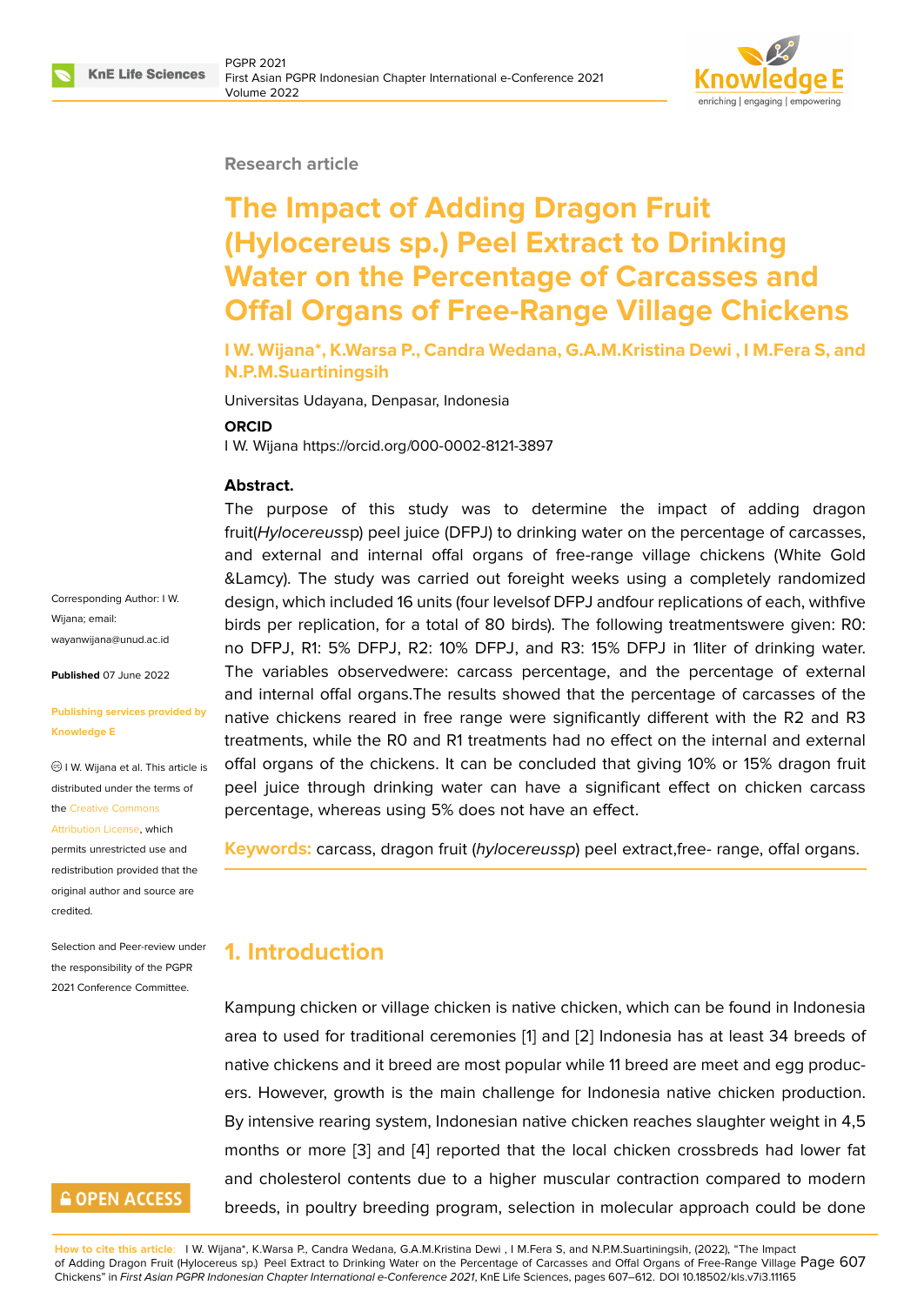Research article

# The Impact of Adding Dragon Fruit (Hylocereus sp.) Peel Extract to Drinking Water on the Percentage of Carcasses and Offal Organs of Free-Range Village Chickens

**I W. Wijana*, K.Warsa P., Candra Wedana, G.A.M.Kristina Dewi , I M.Fera S, and N.P.M.Suartiningsih**

Universitas Udayana, Denpasar, Indonesia

**ORCID**

I W. Wijana https://orcid.org/000-0002-8121-3897

Corresponding Author: I W. Wijana; email: wayanwijana@unud.ac.id

**Published** 07 June 2022

**Publishing services provided by Knowledge E**

© I W. Wijana et al. This article is distributed under the terms of the Creative Commons Attribution License, which permits unrestricted use and redistribution provided that the original author and source are credited.

Selection and Peer-review under the responsibility of the PGPR 2021 Conference Committee.

**Abstract.**

The purpose of this study was to determine the impact of adding dragon fruit(*Hylocereus*sp) peel juice (DFPJ) to drinking water on the percentage of carcasses, and external and internal offal organs of free-range village chickens (White Gold &Lamcy). The study was carried out foreight weeks using a completely randomized design, which included 16 units (four levelsof DFPJ andfour replications of each, withfive birds per replication, for a total of 80 birds). The following treatmentswere given: R0: no DFPJ, R1: 5% DFPJ, R2: 10% DFPJ, and R3: 15% DFPJ in 1liter of drinking water. The variables observedwere: carcass percentage, and the percentage of external and internal offal organs.The results showed that the percentage of carcasses of the native chickens reared in free range were significantly different with the R2 and R3 treatments, while the R0 and R1 treatments had no effect on the internal and external offal organs of the chickens. It can be concluded that giving 10% or 15% dragon fruit peel juice through drinking water can have a significant effect on chicken carcass percentage, whereas using 5% does not have an effect.

**Keywords:** carcass, dragon fruit (*hylocereussp*) peel extract,free- range, offal organs.

## 1. Introduction

Kampung chicken or village chicken is native chicken, which can be found in Indonesia area to used for traditional ceremonies [1] and [2] Indonesia has at least 34 breeds of native chickens and it breed are most popular while 11 breed are meet and egg producers. However, growth is the main challenge for Indonesia native chicken production. By intensive rearing system, Indonesian native chicken reaches slaughter weight in 4,5 months or more [3] and [4] reported that the local chicken crossbreds had lower fat and cholesterol contents due to a higher muscular contraction compared to modern breeds, in poultry breeding program, selection in molecular approach could be done

**How to cite this article**: I W. Wijana*, K.Warsa P., Candra Wedana, G.A.M.Kristina Dewi , I M.Fera S, and N.P.M.Suartiningsih, (2022), "The Impact of Adding Dragon Fruit (Hylocereus sp.) Peel Extract to Drinking Water on the Percentage of Carcasses and Offal Organs of Free-Range Village Chickens" in *First Asian PGPR Indonesian Chapter International e-Conference 2021*, KnE Life Sciences, pages 607–612. DOI 10.18502/kls.v7i3.11165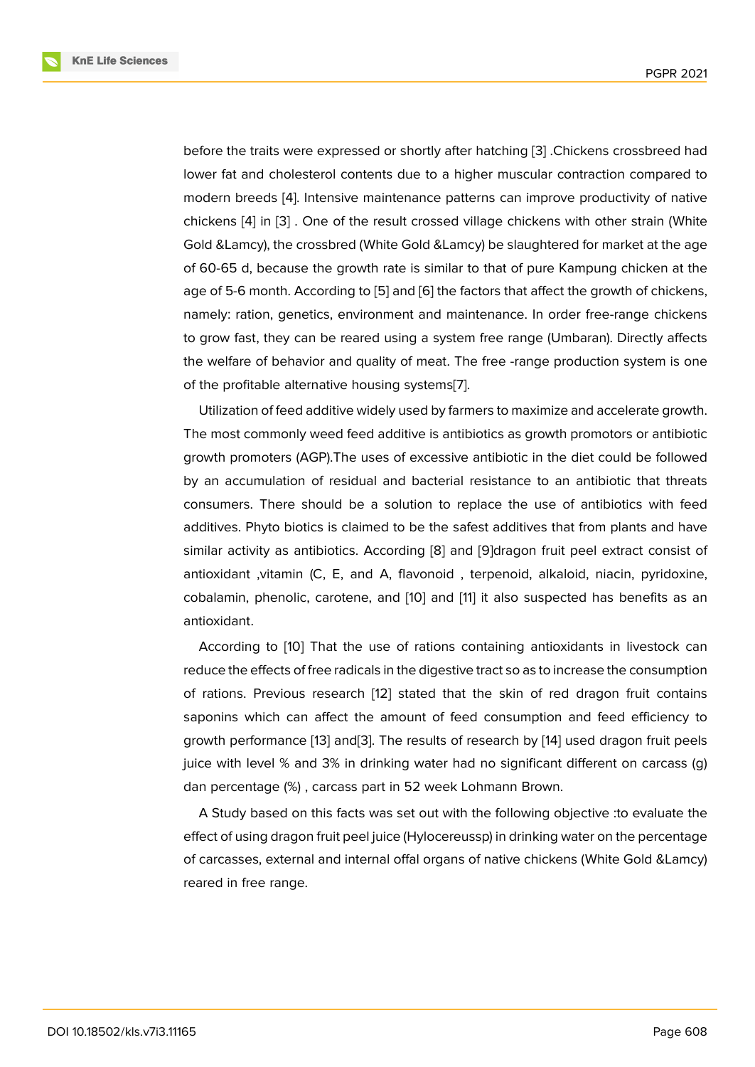before the traits were expressed or shortly after hatching [3] .Chickens crossbreed had lower fat and cholesterol contents due to a higher muscular contraction compared to modern breeds [4]. Intensive maintenance patterns can improve productivity of native chickens [4] in [3] . One of the result crossed village chickens with other strain (White Gold &Lamcy), the crossbred (White Gold &Lamcy) be slaughtered for market at the age of 60-65 d, because the growth rate is similar to that of pure Kampung chicken at the age of 5-6 month. According to [5] and [6] the factors that affect the growth of chickens, namely: ration, genetics, environment and maintenance. In order free-range chickens to grow fast, they can be reared using a system free range (Umbaran). Directly affects the welfare of behavior and quality of meat. The free -range production system is one of the profitable alternative housing systems[7].

Utilization of feed additive widely used by farmers to maximize and accelerate growth. The most commonly weed feed additive is antibiotics as growth promotors or antibiotic growth promoters (AGP).The uses of excessive antibiotic in the diet could be followed by an accumulation of residual and bacterial resistance to an antibiotic that threats consumers. There should be a solution to replace the use of antibiotics with feed additives. Phyto biotics is claimed to be the safest additives that from plants and have similar activity as antibiotics. According [8] and [9]dragon fruit peel extract consist of antioxidant ,vitamin (C, E, and A, flavonoid , terpenoid, alkaloid, niacin, pyridoxine, cobalamin, phenolic, carotene, and [10] and [11] it also suspected has benefits as an antioxidant.

According to [10] That the use of rations containing antioxidants in livestock can reduce the effects of free radicals in the digestive tract so as to increase the consumption of rations. Previous research [12] stated that the skin of red dragon fruit contains saponins which can affect the amount of feed consumption and feed efficiency to growth performance [13] and[3]. The results of research by [14] used dragon fruit peels juice with level % and 3% in drinking water had no significant different on carcass (g) dan percentage (%) , carcass part in 52 week Lohmann Brown.

A Study based on this facts was set out with the following objective :to evaluate the effect of using dragon fruit peel juice (Hylocereussp) in drinking water on the percentage of carcasses, external and internal offal organs of native chickens (White Gold &Lamcy) reared in free range.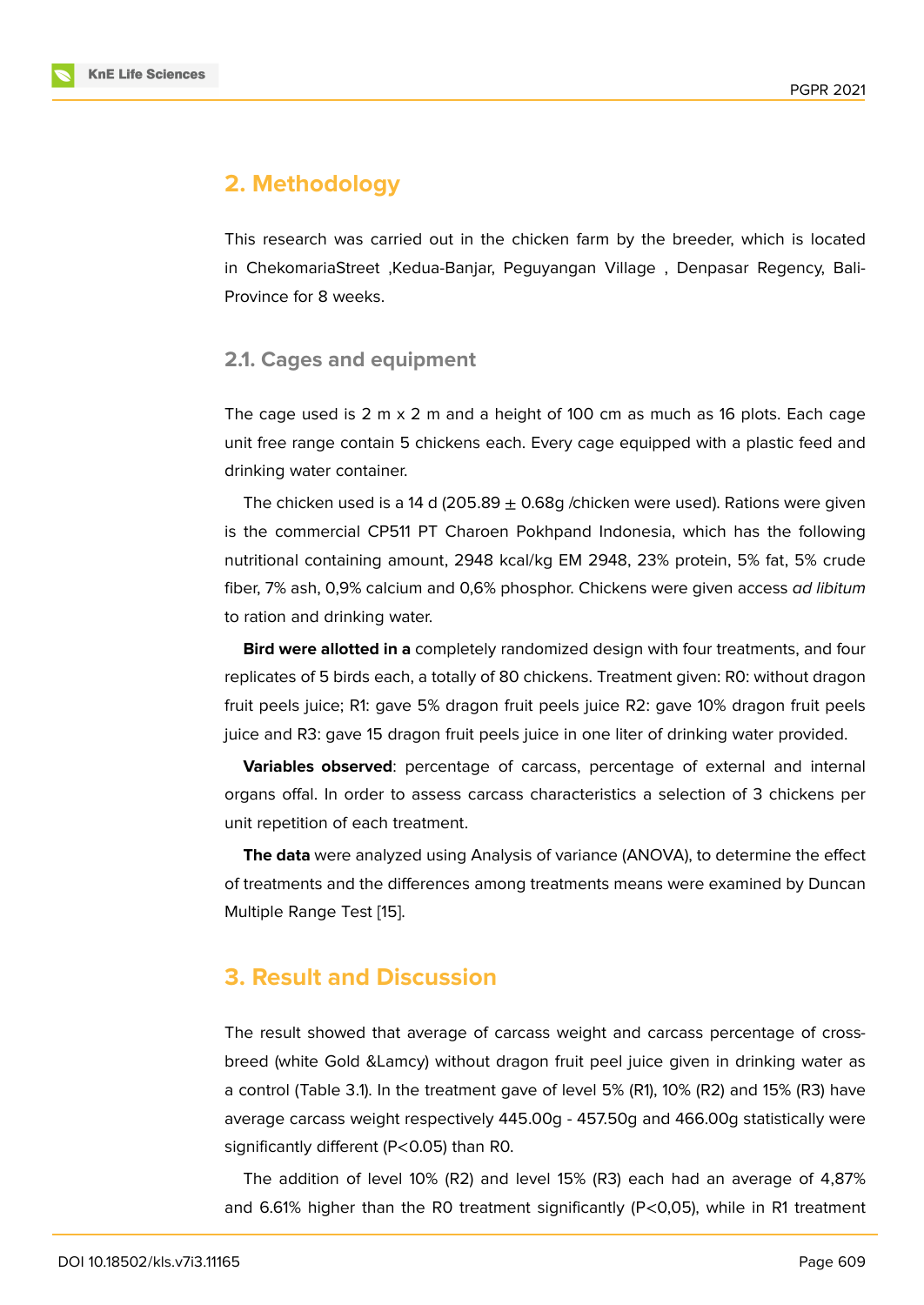## 2. Methodology

This research was carried out in the chicken farm by the breeder, which is located in ChekomariaStreet ,Kedua-Banjar, Peguyangan Village , Denpasar Regency, Bali-Province for 8 weeks.

### 2.1. Cages and equipment

The cage used is 2 m x 2 m and a height of 100 cm as much as 16 plots. Each cage unit free range contain 5 chickens each. Every cage equipped with a plastic feed and drinking water container.

The chicken used is a 14 d (205.89 ± 0.68g /chicken were used). Rations were given is the commercial CP511 PT Charoen Pokhpand Indonesia, which has the following nutritional containing amount, 2948 kcal/kg EM 2948, 23% protein, 5% fat, 5% crude fiber, 7% ash, 0,9% calcium and 0,6% phosphor. Chickens were given access *ad libitum* to ration and drinking water.

**Bird were allotted in a** completely randomized design with four treatments, and four replicates of 5 birds each, a totally of 80 chickens. Treatment given: R0: without dragon fruit peels juice; R1: gave 5% dragon fruit peels juice R2: gave 10% dragon fruit peels juice and R3: gave 15 dragon fruit peels juice in one liter of drinking water provided.

**Variables observed**: percentage of carcass, percentage of external and internal organs offal. In order to assess carcass characteristics a selection of 3 chickens per unit repetition of each treatment.

**The data** were analyzed using Analysis of variance (ANOVA), to determine the effect of treatments and the differences among treatments means were examined by Duncan Multiple Range Test [15].

## 3. Result and Discussion

The result showed that average of carcass weight and carcass percentage of cross-breed (white Gold &Lamcy) without dragon fruit peel juice given in drinking water as a control (Table 3.1). In the treatment gave of level 5% (R1), 10% (R2) and 15% (R3) have average carcass weight respectively 445.00g - 457.50g and 466.00g statistically were significantly different (P<0.05) than R0.

The addition of level 10% (R2) and level 15% (R3) each had an average of 4,87% and 6.61% higher than the R0 treatment significantly (P<0,05), while in R1 treatment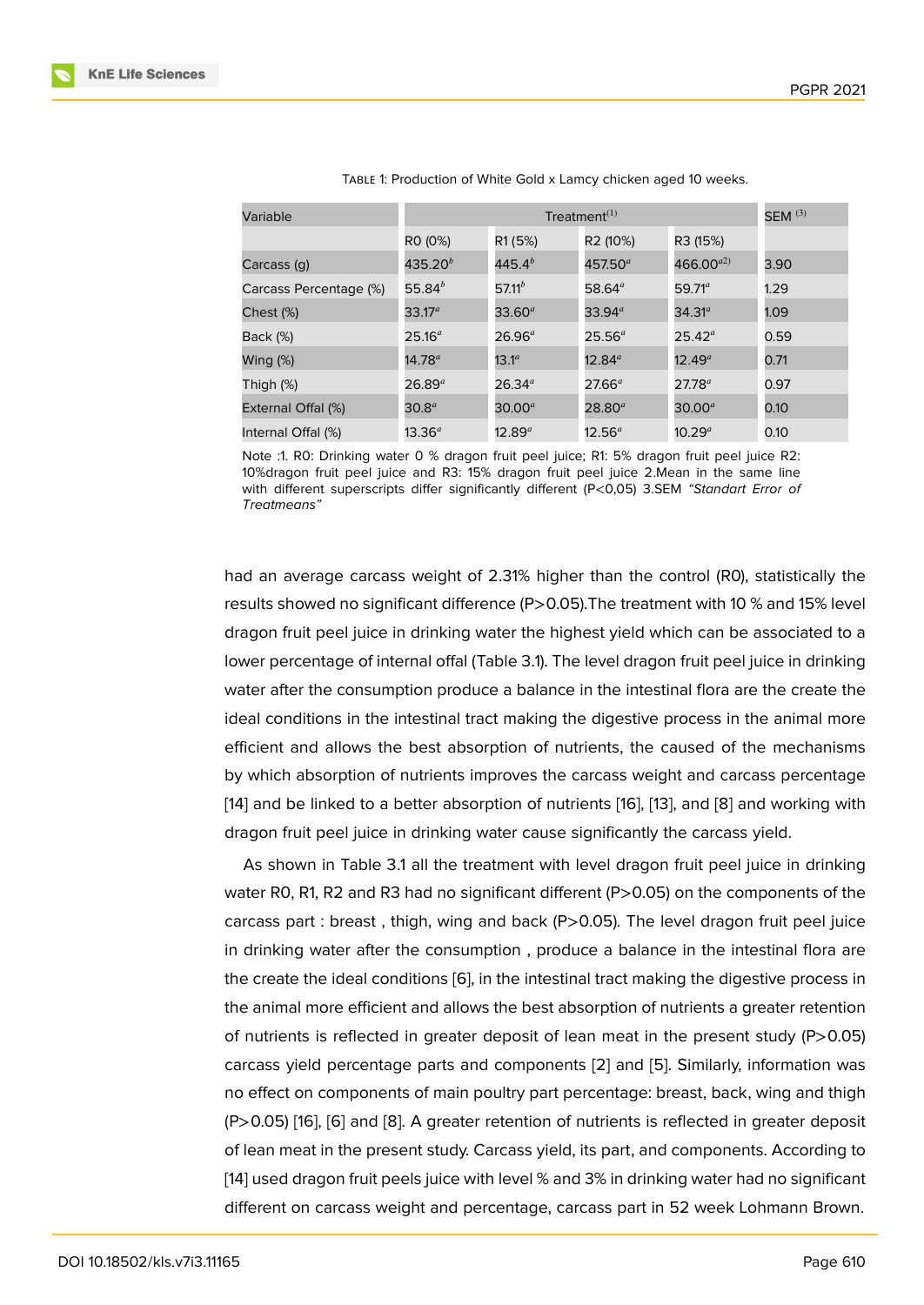Table 1: Production of White Gold x Lamcy chicken aged 10 weeks.

| Variable | Treatment[(1)] | | | | SEM [(3)] |
|---|---|---|---|---|---|
| | R0 (0%) | R1 (5%) | R2 (10%) | R3 (15%) | |
| Carcass (g) | 435.20[b] | 445.4[b] | 457.50[a] | 466.00[a2)] | 3.90 |
| Carcass Percentage (%) | 55.84[b] | 57.11[b] | 58.64[a] | 59.71[a] | 1.29 |
| Chest (%) | 33.17[a] | 33.60[a] | 33.94[a] | 34.31[a] | 1.09 |
| Back (%) | 25.16[a] | 26.96[a] | 25.56[a] | 25.42[a] | 0.59 |
| Wing (%) | 14.78[a] | 13.1[a] | 12.84[a] | 12.49[a] | 0.71 |
| Thigh (%) | 26.89[a] | 26.34[a] | 27.66[a] | 27.78[a] | 0.97 |
| External Offal (%) | 30.8[a] | 30.00[a] | 28.80[a] | 30.00[a] | 0.10 |
| Internal Offal (%) | 13.36[a] | 12.89[a] | 12.56[a] | 10.29[a] | 0.10 |

Note :1. R0: Drinking water 0 % dragon fruit peel juice; R1: 5% dragon fruit peel juice R2: 10%dragon fruit peel juice and R3: 15% dragon fruit peel juice 2.Mean in the same line with different superscripts differ significantly different (P<0,05) 3.SEM *"Standart Error of Treatmeans"*

had an average carcass weight of 2.31% higher than the control (R0), statistically the results showed no significant difference (P>0.05).The treatment with 10 % and 15% level dragon fruit peel juice in drinking water the highest yield which can be associated to a lower percentage of internal offal (Table 3.1). The level dragon fruit peel juice in drinking water after the consumption produce a balance in the intestinal flora are the create the ideal conditions in the intestinal tract making the digestive process in the animal more efficient and allows the best absorption of nutrients, the caused of the mechanisms by which absorption of nutrients improves the carcass weight and carcass percentage [14] and be linked to a better absorption of nutrients [16], [13], and [8] and working with dragon fruit peel juice in drinking water cause significantly the carcass yield.

As shown in Table 3.1 all the treatment with level dragon fruit peel juice in drinking water R0, R1, R2 and R3 had no significant different (P>0.05) on the components of the carcass part : breast , thigh, wing and back (P>0.05). The level dragon fruit peel juice in drinking water after the consumption , produce a balance in the intestinal flora are the create the ideal conditions [6], in the intestinal tract making the digestive process in the animal more efficient and allows the best absorption of nutrients a greater retention of nutrients is reflected in greater deposit of lean meat in the present study (P>0.05) carcass yield percentage parts and components [2] and [5]. Similarly, information was no effect on components of main poultry part percentage: breast, back, wing and thigh (P>0.05) [16], [6] and [8]. A greater retention of nutrients is reflected in greater deposit of lean meat in the present study. Carcass yield, its part, and components. According to [14] used dragon fruit peels juice with level % and 3% in drinking water had no significant different on carcass weight and percentage, carcass part in 52 week Lohmann Brown.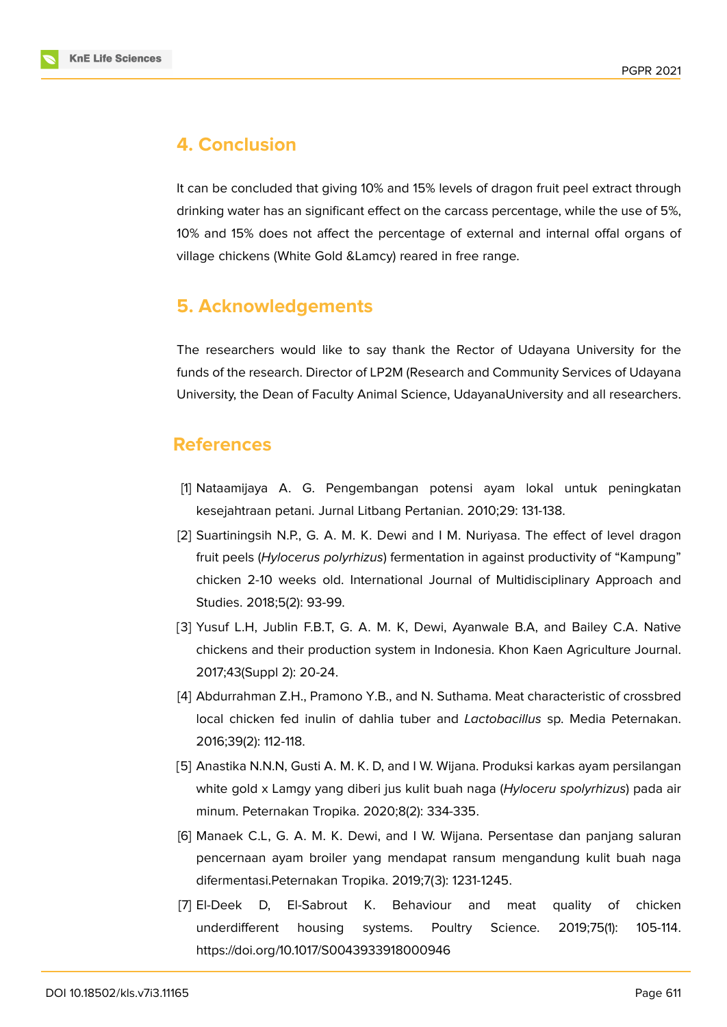## 4. Conclusion

It can be concluded that giving 10% and 15% levels of dragon fruit peel extract through drinking water has an significant effect on the carcass percentage, while the use of 5%, 10% and 15% does not affect the percentage of external and internal offal organs of village chickens (White Gold &Lamcy) reared in free range.

## 5. Acknowledgements

The researchers would like to say thank the Rector of Udayana University for the funds of the research. Director of LP2M (Research and Community Services of Udayana University, the Dean of Faculty Animal Science, UdayanaUniversity and all researchers.

## References

[1] Nataamijaya A. G. Pengembangan potensi ayam lokal untuk peningkatan kesejahtraan petani. Jurnal Litbang Pertanian. 2010;29: 131-138.

[2] Suartiningsih N.P., G. A. M. K. Dewi and I M. Nuriyasa. The effect of level dragon fruit peels (*Hylocerus polyrhizus*) fermentation in against productivity of "Kampung" chicken 2-10 weeks old. International Journal of Multidisciplinary Approach and Studies. 2018;5(2): 93-99.

[3] Yusuf L.H, Jublin F.B.T, G. A. M. K, Dewi, Ayanwale B.A, and Bailey C.A. Native chickens and their production system in Indonesia. Khon Kaen Agriculture Journal. 2017;43(Suppl 2): 20-24.

[4] Abdurrahman Z.H., Pramono Y.B., and N. Suthama. Meat characteristic of crossbred local chicken fed inulin of dahlia tuber and *Lactobacillus* sp. Media Peternakan. 2016;39(2): 112-118.

[5] Anastika N.N.N, Gusti A. M. K. D, and I W. Wijana. Produksi karkas ayam persilangan white gold x Lamgy yang diberi jus kulit buah naga (*Hyloceru spolyrhizus*) pada air minum. Peternakan Tropika. 2020;8(2): 334-335.

[6] Manaek C.L, G. A. M. K. Dewi, and I W. Wijana. Persentase dan panjang saluran pencernaan ayam broiler yang mendapat ransum mengandung kulit buah naga difermentasi.Peternakan Tropika. 2019;7(3): 1231-1245.

[7] El-Deek D, El-Sabrout K. Behaviour and meat quality of chicken underdifferent housing systems. Poultry Science. 2019;75(1): 105-114. https://doi.org/10.1017/S0043933918000946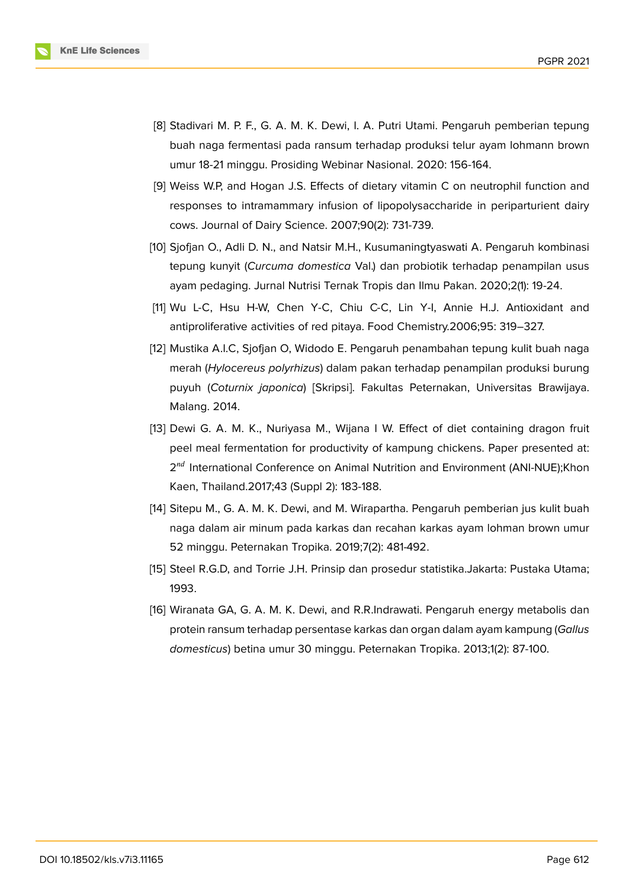[8] Stadivari M. P. F., G. A. M. K. Dewi, I. A. Putri Utami. Pengaruh pemberian tepung buah naga fermentasi pada ransum terhadap produksi telur ayam lohmann brown umur 18-21 minggu. Prosiding Webinar Nasional. 2020: 156-164.

[9] Weiss W.P, and Hogan J.S. Effects of dietary vitamin C on neutrophil function and responses to intramammary infusion of lipopolysaccharide in periparturient dairy cows. Journal of Dairy Science. 2007;90(2): 731-739.

[10] Sjofjan O., Adli D. N., and Natsir M.H., Kusumaningtyaswati A. Pengaruh kombinasi tepung kunyit (*Curcuma domestica* Val.) dan probiotik terhadap penampilan usus ayam pedaging. Jurnal Nutrisi Ternak Tropis dan Ilmu Pakan. 2020;2(1): 19-24.

[11] Wu L-C, Hsu H-W, Chen Y-C, Chiu C-C, Lin Y-I, Annie H.J. Antioxidant and antiproliferative activities of red pitaya. Food Chemistry.2006;95: 319–327.

[12] Mustika A.I.C, Sjofjan O, Widodo E. Pengaruh penambahan tepung kulit buah naga merah (*Hylocereus polyrhizus*) dalam pakan terhadap penampilan produksi burung puyuh (*Coturnix japonica*) [Skripsi]. Fakultas Peternakan, Universitas Brawijaya. Malang. 2014.

[13] Dewi G. A. M. K., Nuriyasa M., Wijana I W. Effect of diet containing dragon fruit peel meal fermentation for productivity of kampung chickens. Paper presented at: 2$^{nd}$ International Conference on Animal Nutrition and Environment (ANI-NUE);Khon Kaen, Thailand.2017;43 (Suppl 2): 183-188.

[14] Sitepu M., G. A. M. K. Dewi, and M. Wirapartha. Pengaruh pemberian jus kulit buah naga dalam air minum pada karkas dan recahan karkas ayam lohman brown umur 52 minggu. Peternakan Tropika. 2019;7(2): 481-492.

[15] Steel R.G.D, and Torrie J.H. Prinsip dan prosedur statistika.Jakarta: Pustaka Utama; 1993.

[16] Wiranata GA, G. A. M. K. Dewi, and R.R.Indrawati. Pengaruh energy metabolis dan protein ransum terhadap persentase karkas dan organ dalam ayam kampung (*Gallus domesticus*) betina umur 30 minggu. Peternakan Tropika. 2013;1(2): 87-100.